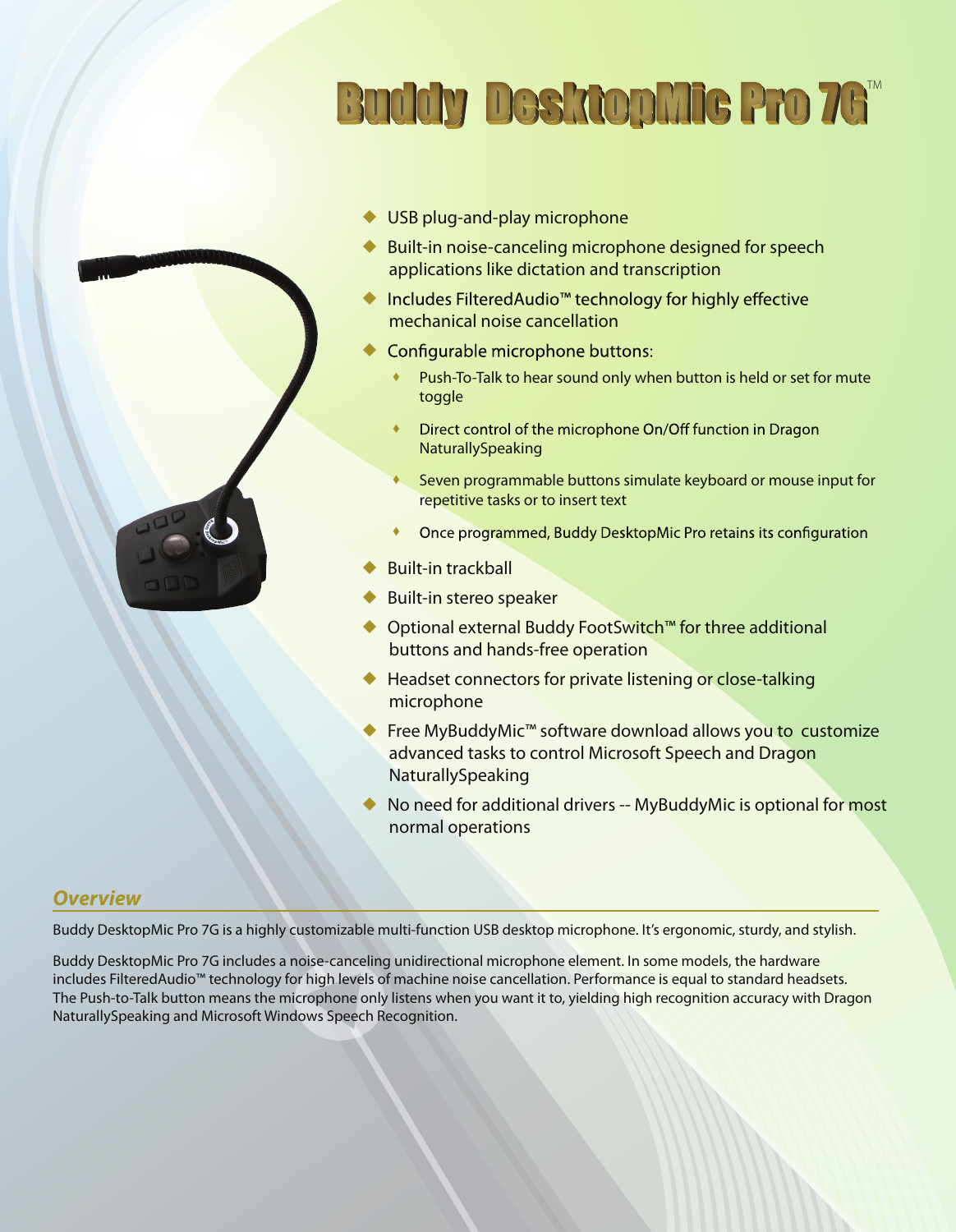# Buddy DesktopMic Pro 7G™

- USB plug-and-play microphone
- Built-in noise-canceling microphone designed for speech applications like dictation and transcription
- Includes FilteredAudio™ technology for highly effective mechanical noise cancellation
- Configurable microphone buttons:
  - Push-To-Talk to hear sound only when button is held or set for mute toggle
  - Direct control of the microphone On/Off function in Dragon NaturallySpeaking
  - Seven programmable buttons simulate keyboard or mouse input for repetitive tasks or to insert text
  - Once programmed, Buddy DesktopMic Pro retains its configuration
- Built-in trackball
- Built-in stereo speaker
- Optional external Buddy FootSwitch™ for three additional buttons and hands-free operation
- Headset connectors for private listening or close-talking microphone
- Free MyBuddyMic™ software download allows you to customize advanced tasks to control Microsoft Speech and Dragon NaturallySpeaking
- No need for additional drivers -- MyBuddyMic is optional for most normal operations

## *Overview*

Buddy DesktopMic Pro 7G is a highly customizable multi-function USB desktop microphone. It's ergonomic, sturdy, and stylish.

Buddy DesktopMic Pro 7G includes a noise-canceling unidirectional microphone element. In some models, the hardware includes FilteredAudio™ technology for high levels of machine noise cancellation. Performance is equal to standard headsets. The Push-to-Talk button means the microphone only listens when you want it to, yielding high recognition accuracy with Dragon NaturallySpeaking and Microsoft Windows Speech Recognition.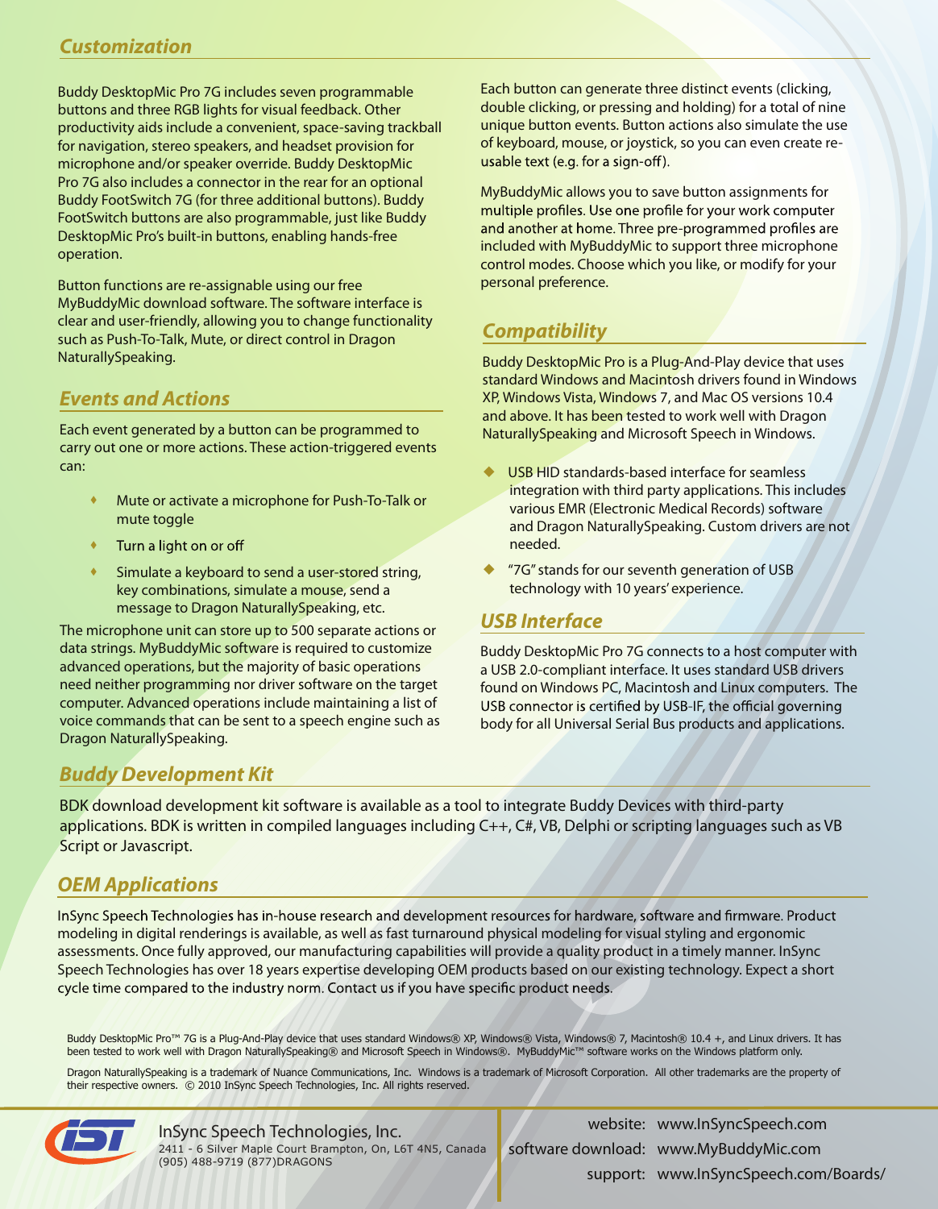## Customization

Buddy DesktopMic Pro 7G includes seven programmable buttons and three RGB lights for visual feedback. Other productivity aids include a convenient, space-saving trackball for navigation, stereo speakers, and headset provision for microphone and/or speaker override. Buddy DesktopMic Pro 7G also includes a connector in the rear for an optional Buddy FootSwitch 7G (for three additional buttons). Buddy FootSwitch buttons are also programmable, just like Buddy DesktopMic Pro's built-in buttons, enabling hands-free operation.

Button functions are re-assignable using our free MyBuddyMic download software. The software interface is clear and user-friendly, allowing you to change functionality such as Push-To-Talk, Mute, or direct control in Dragon NaturallySpeaking.

## Events and Actions

Each event generated by a button can be programmed to carry out one or more actions. These action-triggered events can:

- Mute or activate a microphone for Push-To-Talk or mute toggle
- Turn a light on or off
- Simulate a keyboard to send a user-stored string, key combinations, simulate a mouse, send a message to Dragon NaturallySpeaking, etc.

The microphone unit can store up to 500 separate actions or data strings. MyBuddyMic software is required to customize advanced operations, but the majority of basic operations need neither programming nor driver software on the target computer. Advanced operations include maintaining a list of voice commands that can be sent to a speech engine such as Dragon NaturallySpeaking.

Each button can generate three distinct events (clicking, double clicking, or pressing and holding) for a total of nine unique button events. Button actions also simulate the use of keyboard, mouse, or joystick, so you can even create re-usable text (e.g. for a sign-off).

MyBuddyMic allows you to save button assignments for multiple profiles. Use one profile for your work computer and another at home. Three pre-programmed profiles are included with MyBuddyMic to support three microphone control modes. Choose which you like, or modify for your personal preference.

## Compatibility

Buddy DesktopMic Pro is a Plug-And-Play device that uses standard Windows and Macintosh drivers found in Windows XP, Windows Vista, Windows 7, and Mac OS versions 10.4 and above. It has been tested to work well with Dragon NaturallySpeaking and Microsoft Speech in Windows.

- USB HID standards-based interface for seamless integration with third party applications. This includes various EMR (Electronic Medical Records) software and Dragon NaturallySpeaking. Custom drivers are not needed.
- "7G" stands for our seventh generation of USB technology with 10 years' experience.

## USB Interface

Buddy DesktopMic Pro 7G connects to a host computer with a USB 2.0-compliant interface. It uses standard USB drivers found on Windows PC, Macintosh and Linux computers. The USB connector is certified by USB-IF, the official governing body for all Universal Serial Bus products and applications.

## Buddy Development Kit

BDK download development kit software is available as a tool to integrate Buddy Devices with third-party applications. BDK is written in compiled languages including C++, C#, VB, Delphi or scripting languages such as VB Script or Javascript.

## OEM Applications

InSync Speech Technologies has in-house research and development resources for hardware, software and firmware. Product modeling in digital renderings is available, as well as fast turnaround physical modeling for visual styling and ergonomic assessments. Once fully approved, our manufacturing capabilities will provide a quality product in a timely manner. InSync Speech Technologies has over 18 years expertise developing OEM products based on our existing technology. Expect a short cycle time compared to the industry norm. Contact us if you have specific product needs.

Buddy DesktopMic Pro™ 7G is a Plug-And-Play device that uses standard Windows® XP, Windows® Vista, Windows® 7, Macintosh® 10.4 +, and Linux drivers. It has been tested to work well with Dragon NaturallySpeaking® and Microsoft Speech in Windows®. MyBuddyMic™ software works on the Windows platform only.

Dragon NaturallySpeaking is a trademark of Nuance Communications, Inc. Windows is a trademark of Microsoft Corporation. All other trademarks are the property of their respective owners. © 2010 InSync Speech Technologies, Inc. All rights reserved.

InSync Speech Technologies, Inc.
2411 - 6 Silver Maple Court Brampton, On, L6T 4N5, Canada
(905) 488-9719 (877)DRAGONS

website: www.InSyncSpeech.com
software download: www.MyBuddyMic.com
support: www.InSyncSpeech.com/Boards/